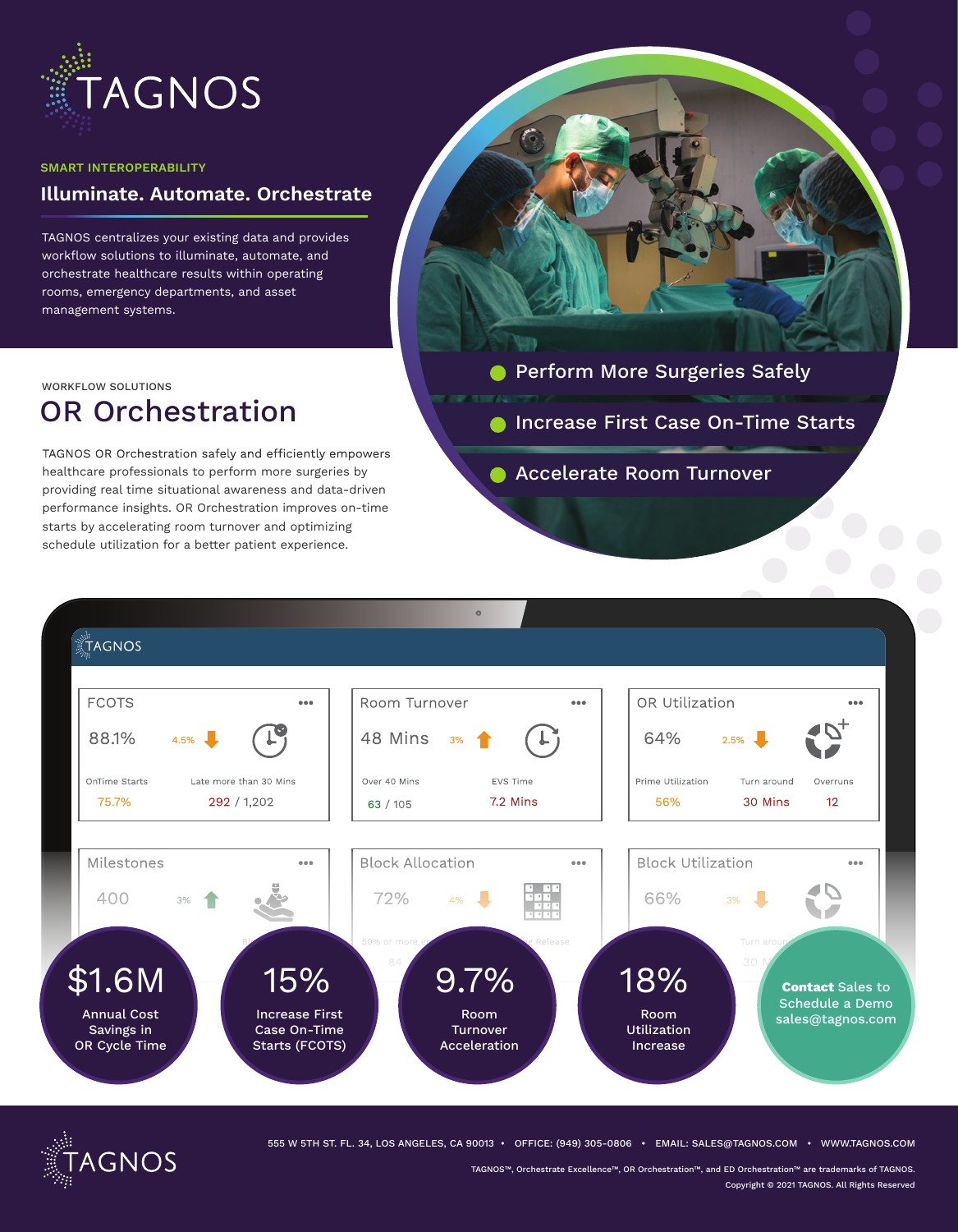# TAGNOS

SMART INTEROPERABILITY

**Illuminate. Automate. Orchestrate**

TAGNOS centralizes your existing data and provides workflow solutions to illuminate, automate, and orchestrate healthcare results within operating rooms, emergency departments, and asset management systems.

- Perform More Surgeries Safely
- Increase First Case On-Time Starts
- Accelerate Room Turnover

WORKFLOW SOLUTIONS

## OR Orchestration

TAGNOS OR Orchestration safely and efficiently empowers healthcare professionals to perform more surgeries by providing real time situational awareness and data-driven performance insights. OR Orchestration improves on-time starts by accelerating room turnover and optimizing schedule utilization for a better patient experience.

**FCOTS**

88.1% — 4.5%

OnTime Starts: 75.7%

Late more than 30 Mins: 292 / 1,202

**Room Turnover**

48 Mins — 3%

Over 40 Mins: 63 / 105

EVS Time: 7.2 Mins

**OR Utilization**

64% — 2.5%

Prime Utilization: 56%

Turn around: 30 Mins

Overruns: 12

**Milestones**

400 — 3%

**Block Allocation**

72% — 4%

**Block Utilization**

66% — 3%

**$1.6M** Annual Cost Savings in OR Cycle Time

**15%** Increase First Case On-Time Starts (FCOTS)

**9.7%** Room Turnover Acceleration

**18%** Room Utilization Increase

**Contact** Sales to Schedule a Demo sales@tagnos.com

555 W 5TH ST. FL. 34, LOS ANGELES, CA 90013 • OFFICE: (949) 305-0806 • EMAIL: SALES@TAGNOS.COM • WWW.TAGNOS.COM

TAGNOS™, Orchestrate Excellence™, OR Orchestration™, and ED Orchestration™ are trademarks of TAGNOS.

Copyright © 2021 TAGNOS. All Rights Reserved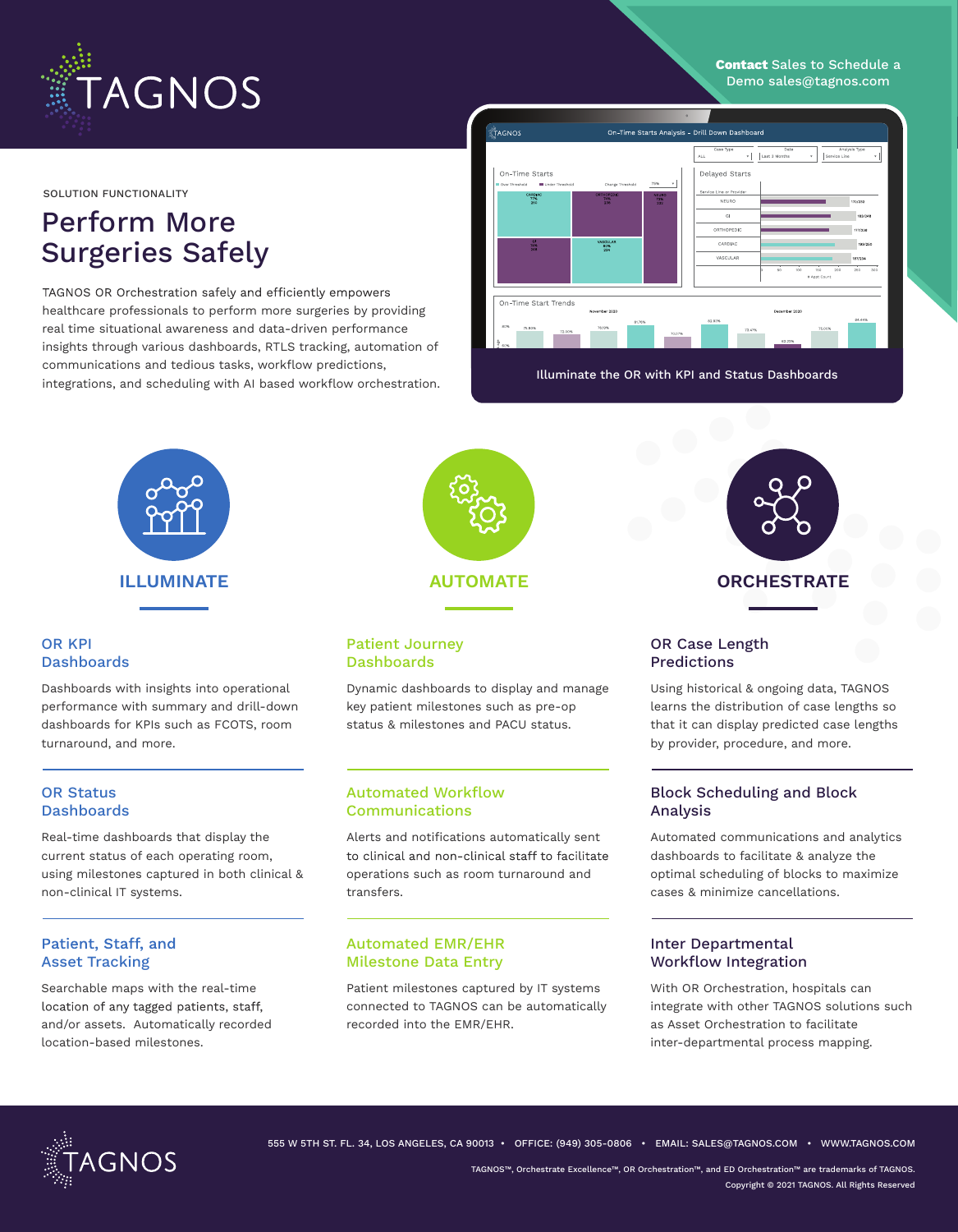TAGNOS

**Contact** Sales to Schedule a Demo sales@tagnos.com

SOLUTION FUNCTIONALITY

# Perform More Surgeries Safely

TAGNOS OR Orchestration safely and efficiently empowers healthcare professionals to perform more surgeries by providing real time situational awareness and data-driven performance insights through various dashboards, RTLS tracking, automation of communications and tedious tasks, workflow predictions, integrations, and scheduling with AI based workflow orchestration.

Illuminate the OR with KPI and Status Dashboards

## ILLUMINATE

### OR KPI Dashboards

Dashboards with insights into operational performance with summary and drill-down dashboards for KPIs such as FCOTS, room turnaround, and more.

### OR Status Dashboards

Real-time dashboards that display the current status of each operating room, using milestones captured in both clinical & non-clinical IT systems.

### Patient, Staff, and Asset Tracking

Searchable maps with the real-time location of any tagged patients, staff, and/or assets. Automatically recorded location-based milestones.

## AUTOMATE

### Patient Journey Dashboards

Dynamic dashboards to display and manage key patient milestones such as pre-op status & milestones and PACU status.

### Automated Workflow Communications

Alerts and notifications automatically sent to clinical and non-clinical staff to facilitate operations such as room turnaround and transfers.

### Automated EMR/EHR Milestone Data Entry

Patient milestones captured by IT systems connected to TAGNOS can be automatically recorded into the EMR/EHR.

## ORCHESTRATE

### OR Case Length Predictions

Using historical & ongoing data, TAGNOS learns the distribution of case lengths so that it can display predicted case lengths by provider, procedure, and more.

### Block Scheduling and Block Analysis

Automated communications and analytics dashboards to facilitate & analyze the optimal scheduling of blocks to maximize cases & minimize cancellations.

### Inter Departmental Workflow Integration

With OR Orchestration, hospitals can integrate with other TAGNOS solutions such as Asset Orchestration to facilitate inter-departmental process mapping.

TAGNOS

555 W 5TH ST. FL. 34, LOS ANGELES, CA 90013 • OFFICE: (949) 305-0806 • EMAIL: SALES@TAGNOS.COM • WWW.TAGNOS.COM

TAGNOS™, Orchestrate Excellence™, OR Orchestration™, and ED Orchestration™ are trademarks of TAGNOS.
Copyright © 2021 TAGNOS. All Rights Reserved